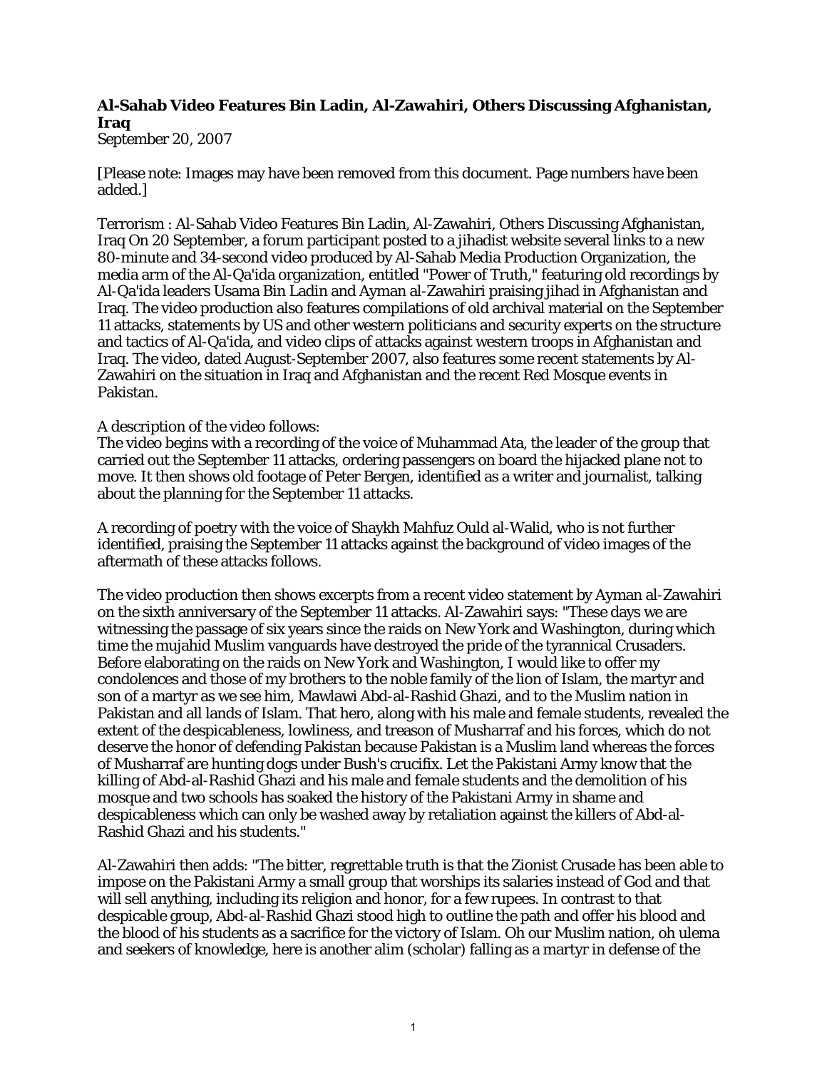**Al-Sahab Video Features Bin Ladin, Al-Zawahiri, Others Discussing Afghanistan, Iraq**
September 20, 2007

[Please note: Images may have been removed from this document. Page numbers have been added.]

Terrorism : Al-Sahab Video Features Bin Ladin, Al-Zawahiri, Others Discussing Afghanistan, Iraq On 20 September, a forum participant posted to a jihadist website several links to a new 80-minute and 34-second video produced by Al-Sahab Media Production Organization, the media arm of the Al-Qa'ida organization, entitled "Power of Truth," featuring old recordings by Al-Qa'ida leaders Usama Bin Ladin and Ayman al-Zawahiri praising jihad in Afghanistan and Iraq. The video production also features compilations of old archival material on the September 11 attacks, statements by US and other western politicians and security experts on the structure and tactics of Al-Qa'ida, and video clips of attacks against western troops in Afghanistan and Iraq. The video, dated August-September 2007, also features some recent statements by Al-Zawahiri on the situation in Iraq and Afghanistan and the recent Red Mosque events in Pakistan.

A description of the video follows:
The video begins with a recording of the voice of Muhammad Ata, the leader of the group that carried out the September 11 attacks, ordering passengers on board the hijacked plane not to move. It then shows old footage of Peter Bergen, identified as a writer and journalist, talking about the planning for the September 11 attacks.

A recording of poetry with the voice of Shaykh Mahfuz Ould al-Walid, who is not further identified, praising the September 11 attacks against the background of video images of the aftermath of these attacks follows.

The video production then shows excerpts from a recent video statement by Ayman al-Zawahiri on the sixth anniversary of the September 11 attacks. Al-Zawahiri says: "These days we are witnessing the passage of six years since the raids on New York and Washington, during which time the mujahid Muslim vanguards have destroyed the pride of the tyrannical Crusaders. Before elaborating on the raids on New York and Washington, I would like to offer my condolences and those of my brothers to the noble family of the lion of Islam, the martyr and son of a martyr as we see him, Mawlawi Abd-al-Rashid Ghazi, and to the Muslim nation in Pakistan and all lands of Islam. That hero, along with his male and female students, revealed the extent of the despicableness, lowliness, and treason of Musharraf and his forces, which do not deserve the honor of defending Pakistan because Pakistan is a Muslim land whereas the forces of Musharraf are hunting dogs under Bush's crucifix. Let the Pakistani Army know that the killing of Abd-al-Rashid Ghazi and his male and female students and the demolition of his mosque and two schools has soaked the history of the Pakistani Army in shame and despicableness which can only be washed away by retaliation against the killers of Abd-al-Rashid Ghazi and his students."

Al-Zawahiri then adds: "The bitter, regrettable truth is that the Zionist Crusade has been able to impose on the Pakistani Army a small group that worships its salaries instead of God and that will sell anything, including its religion and honor, for a few rupees. In contrast to that despicable group, Abd-al-Rashid Ghazi stood high to outline the path and offer his blood and the blood of his students as a sacrifice for the victory of Islam. Oh our Muslim nation, oh ulema and seekers of knowledge, here is another alim (scholar) falling as a martyr in defense of the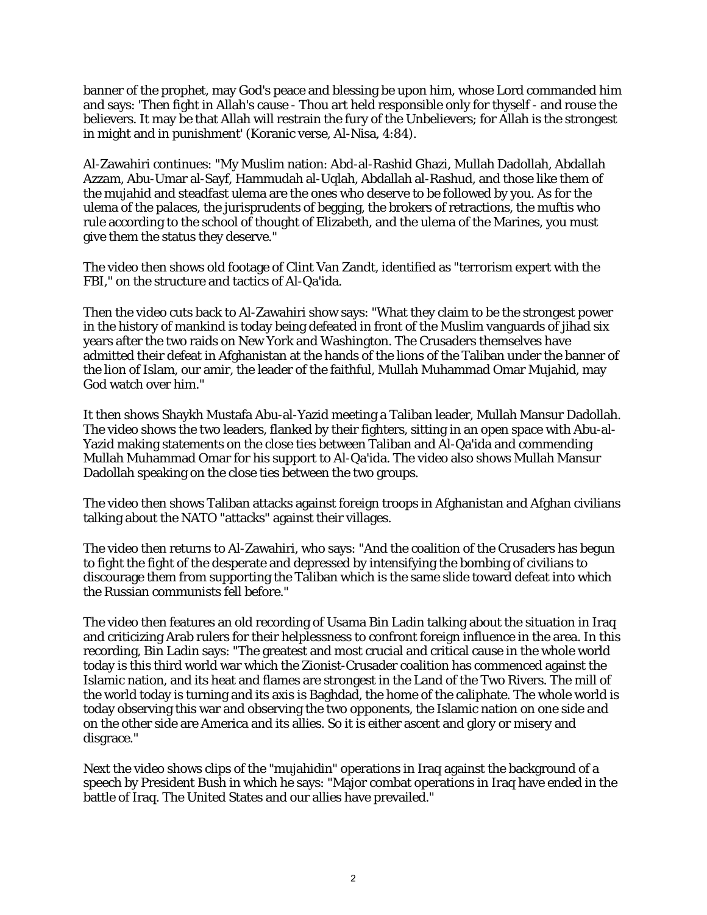banner of the prophet, may God's peace and blessing be upon him, whose Lord commanded him and says: 'Then fight in Allah's cause - Thou art held responsible only for thyself - and rouse the believers. It may be that Allah will restrain the fury of the Unbelievers; for Allah is the strongest in might and in punishment' (Koranic verse, Al-Nisa, 4:84).

Al-Zawahiri continues: "My Muslim nation: Abd-al-Rashid Ghazi, Mullah Dadollah, Abdallah Azzam, Abu-Umar al-Sayf, Hammudah al-Uqlah, Abdallah al-Rashud, and those like them of the mujahid and steadfast ulema are the ones who deserve to be followed by you. As for the ulema of the palaces, the jurisprudents of begging, the brokers of retractions, the muftis who rule according to the school of thought of Elizabeth, and the ulema of the Marines, you must give them the status they deserve."

The video then shows old footage of Clint Van Zandt, identified as "terrorism expert with the FBI," on the structure and tactics of Al-Qa'ida.

Then the video cuts back to Al-Zawahiri show says: "What they claim to be the strongest power in the history of mankind is today being defeated in front of the Muslim vanguards of jihad six years after the two raids on New York and Washington. The Crusaders themselves have admitted their defeat in Afghanistan at the hands of the lions of the Taliban under the banner of the lion of Islam, our amir, the leader of the faithful, Mullah Muhammad Omar Mujahid, may God watch over him."

It then shows Shaykh Mustafa Abu-al-Yazid meeting a Taliban leader, Mullah Mansur Dadollah. The video shows the two leaders, flanked by their fighters, sitting in an open space with Abu-al-Yazid making statements on the close ties between Taliban and Al-Qa'ida and commending Mullah Muhammad Omar for his support to Al-Qa'ida. The video also shows Mullah Mansur Dadollah speaking on the close ties between the two groups.

The video then shows Taliban attacks against foreign troops in Afghanistan and Afghan civilians talking about the NATO "attacks" against their villages.

The video then returns to Al-Zawahiri, who says: "And the coalition of the Crusaders has begun to fight the fight of the desperate and depressed by intensifying the bombing of civilians to discourage them from supporting the Taliban which is the same slide toward defeat into which the Russian communists fell before."

The video then features an old recording of Usama Bin Ladin talking about the situation in Iraq and criticizing Arab rulers for their helplessness to confront foreign influence in the area. In this recording, Bin Ladin says: "The greatest and most crucial and critical cause in the whole world today is this third world war which the Zionist-Crusader coalition has commenced against the Islamic nation, and its heat and flames are strongest in the Land of the Two Rivers. The mill of the world today is turning and its axis is Baghdad, the home of the caliphate. The whole world is today observing this war and observing the two opponents, the Islamic nation on one side and on the other side are America and its allies. So it is either ascent and glory or misery and disgrace."

Next the video shows clips of the "mujahidin" operations in Iraq against the background of a speech by President Bush in which he says: "Major combat operations in Iraq have ended in the battle of Iraq. The United States and our allies have prevailed."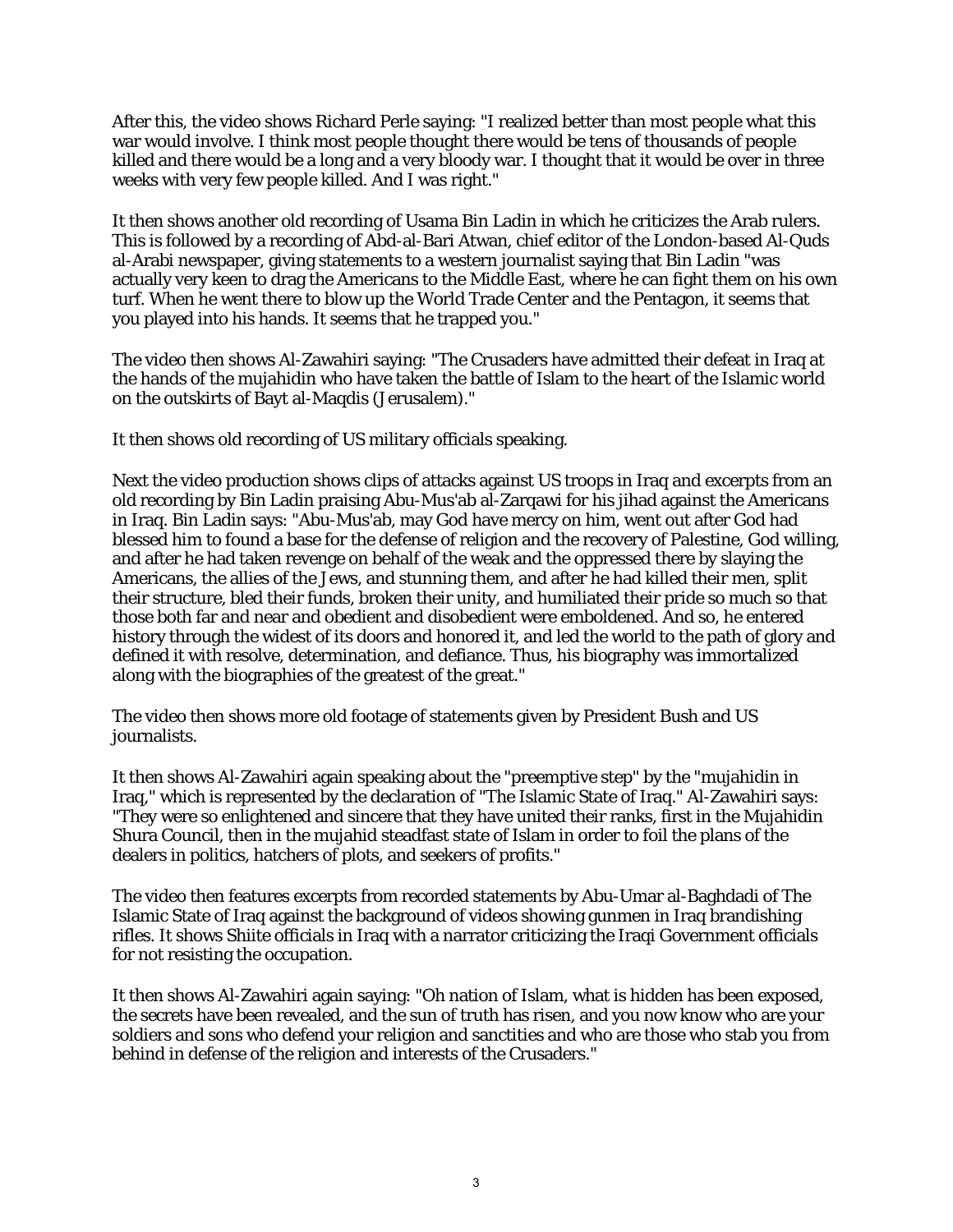After this, the video shows Richard Perle saying: "I realized better than most people what this war would involve. I think most people thought there would be tens of thousands of people killed and there would be a long and a very bloody war. I thought that it would be over in three weeks with very few people killed. And I was right."

It then shows another old recording of Usama Bin Ladin in which he criticizes the Arab rulers. This is followed by a recording of Abd-al-Bari Atwan, chief editor of the London-based Al-Quds al-Arabi newspaper, giving statements to a western journalist saying that Bin Ladin "was actually very keen to drag the Americans to the Middle East, where he can fight them on his own turf. When he went there to blow up the World Trade Center and the Pentagon, it seems that you played into his hands. It seems that he trapped you."

The video then shows Al-Zawahiri saying: "The Crusaders have admitted their defeat in Iraq at the hands of the mujahidin who have taken the battle of Islam to the heart of the Islamic world on the outskirts of Bayt al-Maqdis (Jerusalem)."

It then shows old recording of US military officials speaking.

Next the video production shows clips of attacks against US troops in Iraq and excerpts from an old recording by Bin Ladin praising Abu-Mus'ab al-Zarqawi for his jihad against the Americans in Iraq. Bin Ladin says: "Abu-Mus'ab, may God have mercy on him, went out after God had blessed him to found a base for the defense of religion and the recovery of Palestine, God willing, and after he had taken revenge on behalf of the weak and the oppressed there by slaying the Americans, the allies of the Jews, and stunning them, and after he had killed their men, split their structure, bled their funds, broken their unity, and humiliated their pride so much so that those both far and near and obedient and disobedient were emboldened. And so, he entered history through the widest of its doors and honored it, and led the world to the path of glory and defined it with resolve, determination, and defiance. Thus, his biography was immortalized along with the biographies of the greatest of the great."

The video then shows more old footage of statements given by President Bush and US journalists.

It then shows Al-Zawahiri again speaking about the "preemptive step" by the "mujahidin in Iraq," which is represented by the declaration of "The Islamic State of Iraq." Al-Zawahiri says: "They were so enlightened and sincere that they have united their ranks, first in the Mujahidin Shura Council, then in the mujahid steadfast state of Islam in order to foil the plans of the dealers in politics, hatchers of plots, and seekers of profits."

The video then features excerpts from recorded statements by Abu-Umar al-Baghdadi of The Islamic State of Iraq against the background of videos showing gunmen in Iraq brandishing rifles. It shows Shiite officials in Iraq with a narrator criticizing the Iraqi Government officials for not resisting the occupation.

It then shows Al-Zawahiri again saying: "Oh nation of Islam, what is hidden has been exposed, the secrets have been revealed, and the sun of truth has risen, and you now know who are your soldiers and sons who defend your religion and sanctities and who are those who stab you from behind in defense of the religion and interests of the Crusaders."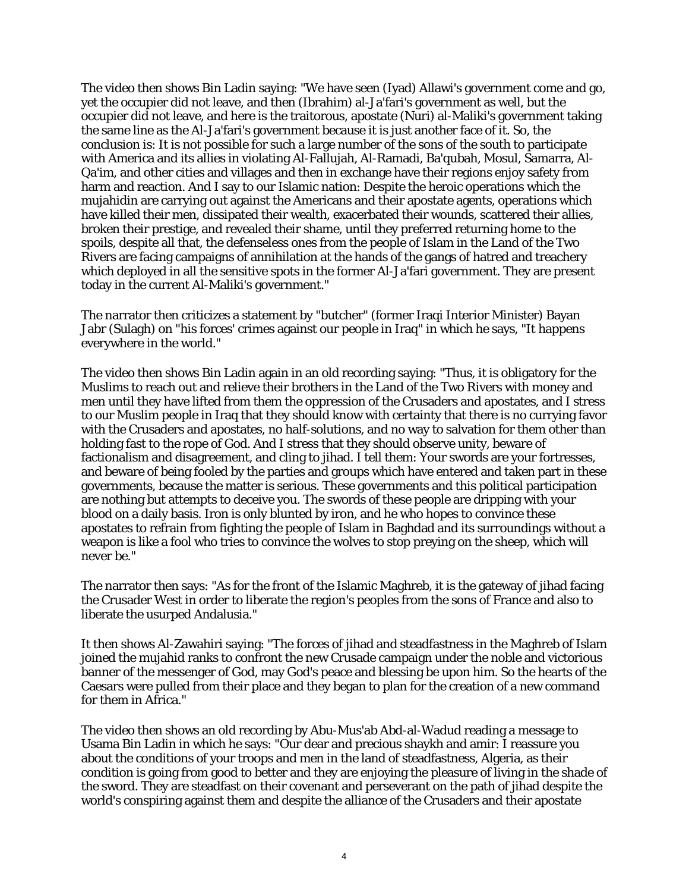The video then shows Bin Ladin saying: "We have seen (Iyad) Allawi's government come and go, yet the occupier did not leave, and then (Ibrahim) al-Ja'fari's government as well, but the occupier did not leave, and here is the traitorous, apostate (Nuri) al-Maliki's government taking the same line as the Al-Ja'fari's government because it is just another face of it. So, the conclusion is: It is not possible for such a large number of the sons of the south to participate with America and its allies in violating Al-Fallujah, Al-Ramadi, Ba'qubah, Mosul, Samarra, Al-Qa'im, and other cities and villages and then in exchange have their regions enjoy safety from harm and reaction. And I say to our Islamic nation: Despite the heroic operations which the mujahidin are carrying out against the Americans and their apostate agents, operations which have killed their men, dissipated their wealth, exacerbated their wounds, scattered their allies, broken their prestige, and revealed their shame, until they preferred returning home to the spoils, despite all that, the defenseless ones from the people of Islam in the Land of the Two Rivers are facing campaigns of annihilation at the hands of the gangs of hatred and treachery which deployed in all the sensitive spots in the former Al-Ja'fari government. They are present today in the current Al-Maliki's government."

The narrator then criticizes a statement by "butcher" (former Iraqi Interior Minister) Bayan Jabr (Sulagh) on "his forces' crimes against our people in Iraq" in which he says, "It happens everywhere in the world."

The video then shows Bin Ladin again in an old recording saying: "Thus, it is obligatory for the Muslims to reach out and relieve their brothers in the Land of the Two Rivers with money and men until they have lifted from them the oppression of the Crusaders and apostates, and I stress to our Muslim people in Iraq that they should know with certainty that there is no currying favor with the Crusaders and apostates, no half-solutions, and no way to salvation for them other than holding fast to the rope of God. And I stress that they should observe unity, beware of factionalism and disagreement, and cling to jihad. I tell them: Your swords are your fortresses, and beware of being fooled by the parties and groups which have entered and taken part in these governments, because the matter is serious. These governments and this political participation are nothing but attempts to deceive you. The swords of these people are dripping with your blood on a daily basis. Iron is only blunted by iron, and he who hopes to convince these apostates to refrain from fighting the people of Islam in Baghdad and its surroundings without a weapon is like a fool who tries to convince the wolves to stop preying on the sheep, which will never be."

The narrator then says: "As for the front of the Islamic Maghreb, it is the gateway of jihad facing the Crusader West in order to liberate the region's peoples from the sons of France and also to liberate the usurped Andalusia."

It then shows Al-Zawahiri saying: "The forces of jihad and steadfastness in the Maghreb of Islam joined the mujahid ranks to confront the new Crusade campaign under the noble and victorious banner of the messenger of God, may God's peace and blessing be upon him. So the hearts of the Caesars were pulled from their place and they began to plan for the creation of a new command for them in Africa."

The video then shows an old recording by Abu-Mus'ab Abd-al-Wadud reading a message to Usama Bin Ladin in which he says: "Our dear and precious shaykh and amir: I reassure you about the conditions of your troops and men in the land of steadfastness, Algeria, as their condition is going from good to better and they are enjoying the pleasure of living in the shade of the sword. They are steadfast on their covenant and perseverant on the path of jihad despite the world's conspiring against them and despite the alliance of the Crusaders and their apostate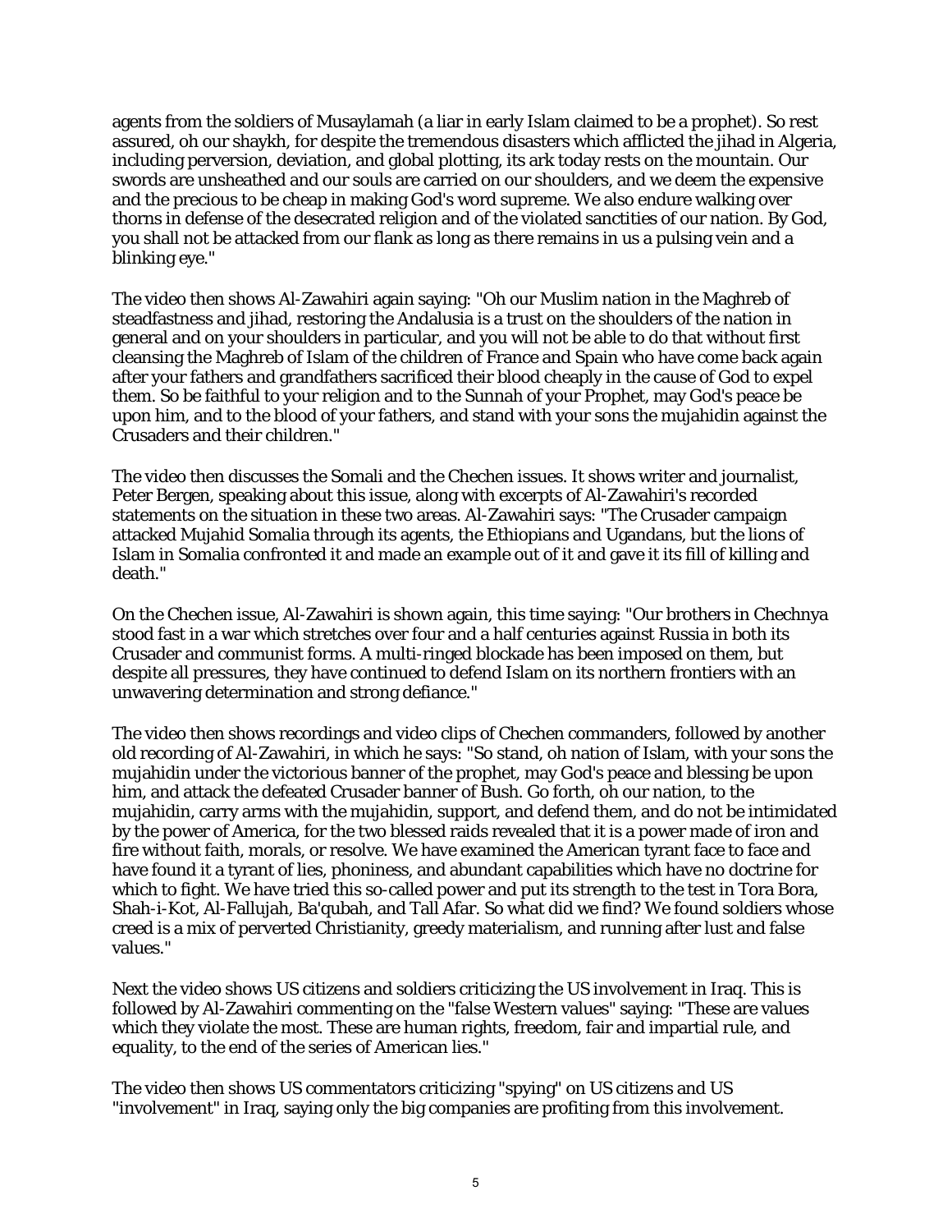agents from the soldiers of Musaylamah (a liar in early Islam claimed to be a prophet). So rest assured, oh our shaykh, for despite the tremendous disasters which afflicted the jihad in Algeria, including perversion, deviation, and global plotting, its ark today rests on the mountain. Our swords are unsheathed and our souls are carried on our shoulders, and we deem the expensive and the precious to be cheap in making God's word supreme. We also endure walking over thorns in defense of the desecrated religion and of the violated sanctities of our nation. By God, you shall not be attacked from our flank as long as there remains in us a pulsing vein and a blinking eye."

The video then shows Al-Zawahiri again saying: "Oh our Muslim nation in the Maghreb of steadfastness and jihad, restoring the Andalusia is a trust on the shoulders of the nation in general and on your shoulders in particular, and you will not be able to do that without first cleansing the Maghreb of Islam of the children of France and Spain who have come back again after your fathers and grandfathers sacrificed their blood cheaply in the cause of God to expel them. So be faithful to your religion and to the Sunnah of your Prophet, may God's peace be upon him, and to the blood of your fathers, and stand with your sons the mujahidin against the Crusaders and their children."

The video then discusses the Somali and the Chechen issues. It shows writer and journalist, Peter Bergen, speaking about this issue, along with excerpts of Al-Zawahiri's recorded statements on the situation in these two areas. Al-Zawahiri says: "The Crusader campaign attacked Mujahid Somalia through its agents, the Ethiopians and Ugandans, but the lions of Islam in Somalia confronted it and made an example out of it and gave it its fill of killing and death."

On the Chechen issue, Al-Zawahiri is shown again, this time saying: "Our brothers in Chechnya stood fast in a war which stretches over four and a half centuries against Russia in both its Crusader and communist forms. A multi-ringed blockade has been imposed on them, but despite all pressures, they have continued to defend Islam on its northern frontiers with an unwavering determination and strong defiance."

The video then shows recordings and video clips of Chechen commanders, followed by another old recording of Al-Zawahiri, in which he says: "So stand, oh nation of Islam, with your sons the mujahidin under the victorious banner of the prophet, may God's peace and blessing be upon him, and attack the defeated Crusader banner of Bush. Go forth, oh our nation, to the mujahidin, carry arms with the mujahidin, support, and defend them, and do not be intimidated by the power of America, for the two blessed raids revealed that it is a power made of iron and fire without faith, morals, or resolve. We have examined the American tyrant face to face and have found it a tyrant of lies, phoniness, and abundant capabilities which have no doctrine for which to fight. We have tried this so-called power and put its strength to the test in Tora Bora, Shah-i-Kot, Al-Fallujah, Ba'qubah, and Tall Afar. So what did we find? We found soldiers whose creed is a mix of perverted Christianity, greedy materialism, and running after lust and false values."

Next the video shows US citizens and soldiers criticizing the US involvement in Iraq. This is followed by Al-Zawahiri commenting on the "false Western values" saying: "These are values which they violate the most. These are human rights, freedom, fair and impartial rule, and equality, to the end of the series of American lies."

The video then shows US commentators criticizing "spying" on US citizens and US "involvement" in Iraq, saying only the big companies are profiting from this involvement.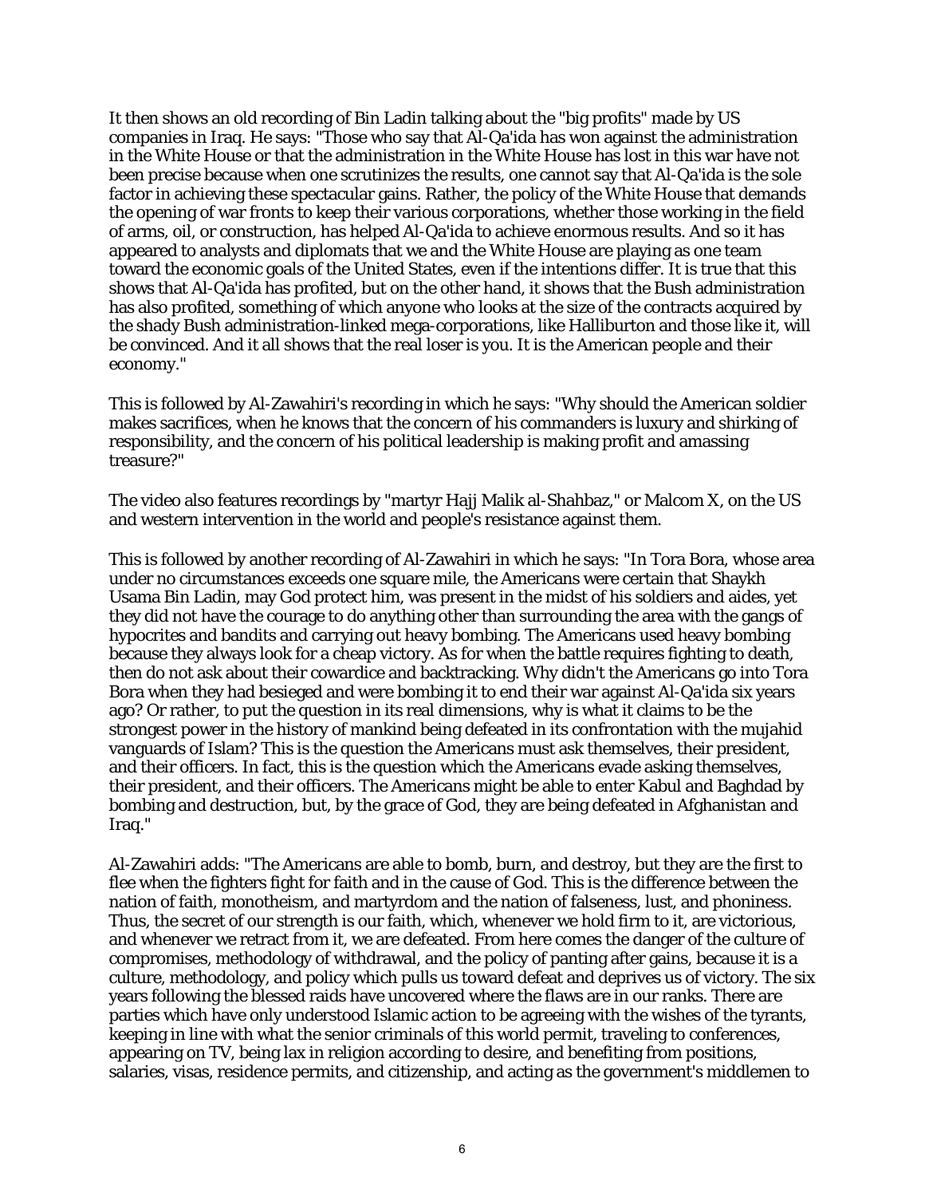It then shows an old recording of Bin Ladin talking about the "big profits" made by US companies in Iraq. He says: "Those who say that Al-Qa'ida has won against the administration in the White House or that the administration in the White House has lost in this war have not been precise because when one scrutinizes the results, one cannot say that Al-Qa'ida is the sole factor in achieving these spectacular gains. Rather, the policy of the White House that demands the opening of war fronts to keep their various corporations, whether those working in the field of arms, oil, or construction, has helped Al-Qa'ida to achieve enormous results. And so it has appeared to analysts and diplomats that we and the White House are playing as one team toward the economic goals of the United States, even if the intentions differ. It is true that this shows that Al-Qa'ida has profited, but on the other hand, it shows that the Bush administration has also profited, something of which anyone who looks at the size of the contracts acquired by the shady Bush administration-linked mega-corporations, like Halliburton and those like it, will be convinced. And it all shows that the real loser is you. It is the American people and their economy."

This is followed by Al-Zawahiri's recording in which he says: "Why should the American soldier makes sacrifices, when he knows that the concern of his commanders is luxury and shirking of responsibility, and the concern of his political leadership is making profit and amassing treasure?"

The video also features recordings by "martyr Hajj Malik al-Shahbaz," or Malcom X, on the US and western intervention in the world and people's resistance against them.

This is followed by another recording of Al-Zawahiri in which he says: "In Tora Bora, whose area under no circumstances exceeds one square mile, the Americans were certain that Shaykh Usama Bin Ladin, may God protect him, was present in the midst of his soldiers and aides, yet they did not have the courage to do anything other than surrounding the area with the gangs of hypocrites and bandits and carrying out heavy bombing. The Americans used heavy bombing because they always look for a cheap victory. As for when the battle requires fighting to death, then do not ask about their cowardice and backtracking. Why didn't the Americans go into Tora Bora when they had besieged and were bombing it to end their war against Al-Qa'ida six years ago? Or rather, to put the question in its real dimensions, why is what it claims to be the strongest power in the history of mankind being defeated in its confrontation with the mujahid vanguards of Islam? This is the question the Americans must ask themselves, their president, and their officers. In fact, this is the question which the Americans evade asking themselves, their president, and their officers. The Americans might be able to enter Kabul and Baghdad by bombing and destruction, but, by the grace of God, they are being defeated in Afghanistan and Iraq."

Al-Zawahiri adds: "The Americans are able to bomb, burn, and destroy, but they are the first to flee when the fighters fight for faith and in the cause of God. This is the difference between the nation of faith, monotheism, and martyrdom and the nation of falseness, lust, and phoniness. Thus, the secret of our strength is our faith, which, whenever we hold firm to it, are victorious, and whenever we retract from it, we are defeated. From here comes the danger of the culture of compromises, methodology of withdrawal, and the policy of panting after gains, because it is a culture, methodology, and policy which pulls us toward defeat and deprives us of victory. The six years following the blessed raids have uncovered where the flaws are in our ranks. There are parties which have only understood Islamic action to be agreeing with the wishes of the tyrants, keeping in line with what the senior criminals of this world permit, traveling to conferences, appearing on TV, being lax in religion according to desire, and benefiting from positions, salaries, visas, residence permits, and citizenship, and acting as the government's middlemen to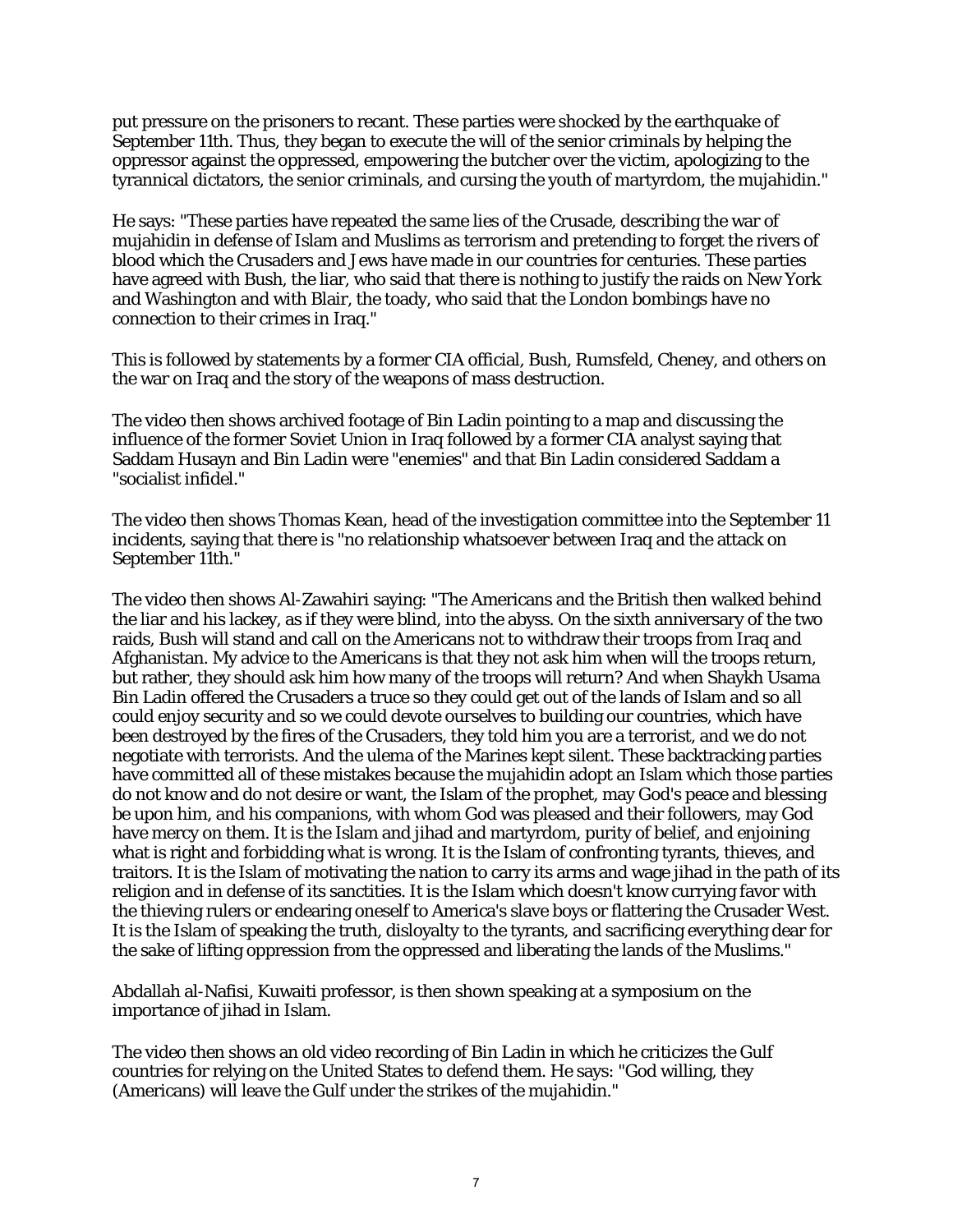put pressure on the prisoners to recant. These parties were shocked by the earthquake of September 11th. Thus, they began to execute the will of the senior criminals by helping the oppressor against the oppressed, empowering the butcher over the victim, apologizing to the tyrannical dictators, the senior criminals, and cursing the youth of martyrdom, the mujahidin."

He says: "These parties have repeated the same lies of the Crusade, describing the war of mujahidin in defense of Islam and Muslims as terrorism and pretending to forget the rivers of blood which the Crusaders and Jews have made in our countries for centuries. These parties have agreed with Bush, the liar, who said that there is nothing to justify the raids on New York and Washington and with Blair, the toady, who said that the London bombings have no connection to their crimes in Iraq."

This is followed by statements by a former CIA official, Bush, Rumsfeld, Cheney, and others on the war on Iraq and the story of the weapons of mass destruction.

The video then shows archived footage of Bin Ladin pointing to a map and discussing the influence of the former Soviet Union in Iraq followed by a former CIA analyst saying that Saddam Husayn and Bin Ladin were "enemies" and that Bin Ladin considered Saddam a "socialist infidel."

The video then shows Thomas Kean, head of the investigation committee into the September 11 incidents, saying that there is "no relationship whatsoever between Iraq and the attack on September 11th."

The video then shows Al-Zawahiri saying: "The Americans and the British then walked behind the liar and his lackey, as if they were blind, into the abyss. On the sixth anniversary of the two raids, Bush will stand and call on the Americans not to withdraw their troops from Iraq and Afghanistan. My advice to the Americans is that they not ask him when will the troops return, but rather, they should ask him how many of the troops will return? And when Shaykh Usama Bin Ladin offered the Crusaders a truce so they could get out of the lands of Islam and so all could enjoy security and so we could devote ourselves to building our countries, which have been destroyed by the fires of the Crusaders, they told him you are a terrorist, and we do not negotiate with terrorists. And the ulema of the Marines kept silent. These backtracking parties have committed all of these mistakes because the mujahidin adopt an Islam which those parties do not know and do not desire or want, the Islam of the prophet, may God's peace and blessing be upon him, and his companions, with whom God was pleased and their followers, may God have mercy on them. It is the Islam and jihad and martyrdom, purity of belief, and enjoining what is right and forbidding what is wrong. It is the Islam of confronting tyrants, thieves, and traitors. It is the Islam of motivating the nation to carry its arms and wage jihad in the path of its religion and in defense of its sanctities. It is the Islam which doesn't know currying favor with the thieving rulers or endearing oneself to America's slave boys or flattering the Crusader West. It is the Islam of speaking the truth, disloyalty to the tyrants, and sacrificing everything dear for the sake of lifting oppression from the oppressed and liberating the lands of the Muslims."

Abdallah al-Nafisi, Kuwaiti professor, is then shown speaking at a symposium on the importance of jihad in Islam.

The video then shows an old video recording of Bin Ladin in which he criticizes the Gulf countries for relying on the United States to defend them. He says: "God willing, they (Americans) will leave the Gulf under the strikes of the mujahidin."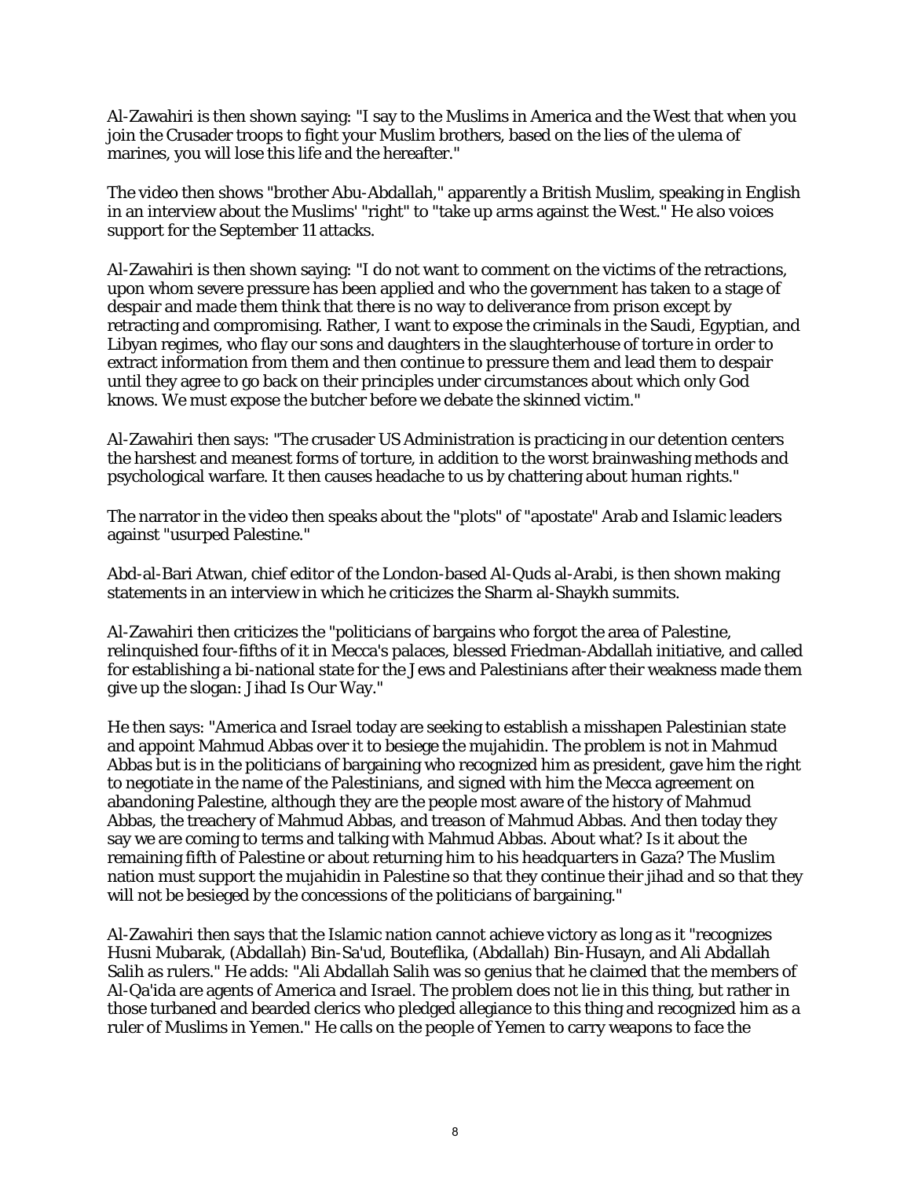Al-Zawahiri is then shown saying: "I say to the Muslims in America and the West that when you join the Crusader troops to fight your Muslim brothers, based on the lies of the ulema of marines, you will lose this life and the hereafter."

The video then shows "brother Abu-Abdallah," apparently a British Muslim, speaking in English in an interview about the Muslims' "right" to "take up arms against the West." He also voices support for the September 11 attacks.

Al-Zawahiri is then shown saying: "I do not want to comment on the victims of the retractions, upon whom severe pressure has been applied and who the government has taken to a stage of despair and made them think that there is no way to deliverance from prison except by retracting and compromising. Rather, I want to expose the criminals in the Saudi, Egyptian, and Libyan regimes, who flay our sons and daughters in the slaughterhouse of torture in order to extract information from them and then continue to pressure them and lead them to despair until they agree to go back on their principles under circumstances about which only God knows. We must expose the butcher before we debate the skinned victim."

Al-Zawahiri then says: "The crusader US Administration is practicing in our detention centers the harshest and meanest forms of torture, in addition to the worst brainwashing methods and psychological warfare. It then causes headache to us by chattering about human rights."

The narrator in the video then speaks about the "plots" of "apostate" Arab and Islamic leaders against "usurped Palestine."

Abd-al-Bari Atwan, chief editor of the London-based Al-Quds al-Arabi, is then shown making statements in an interview in which he criticizes the Sharm al-Shaykh summits.

Al-Zawahiri then criticizes the "politicians of bargains who forgot the area of Palestine, relinquished four-fifths of it in Mecca's palaces, blessed Friedman-Abdallah initiative, and called for establishing a bi-national state for the Jews and Palestinians after their weakness made them give up the slogan: Jihad Is Our Way."

He then says: "America and Israel today are seeking to establish a misshapen Palestinian state and appoint Mahmud Abbas over it to besiege the mujahidin. The problem is not in Mahmud Abbas but is in the politicians of bargaining who recognized him as president, gave him the right to negotiate in the name of the Palestinians, and signed with him the Mecca agreement on abandoning Palestine, although they are the people most aware of the history of Mahmud Abbas, the treachery of Mahmud Abbas, and treason of Mahmud Abbas. And then today they say we are coming to terms and talking with Mahmud Abbas. About what? Is it about the remaining fifth of Palestine or about returning him to his headquarters in Gaza? The Muslim nation must support the mujahidin in Palestine so that they continue their jihad and so that they will not be besieged by the concessions of the politicians of bargaining."

Al-Zawahiri then says that the Islamic nation cannot achieve victory as long as it "recognizes Husni Mubarak, (Abdallah) Bin-Sa'ud, Bouteflika, (Abdallah) Bin-Husayn, and Ali Abdallah Salih as rulers." He adds: "Ali Abdallah Salih was so genius that he claimed that the members of Al-Qa'ida are agents of America and Israel. The problem does not lie in this thing, but rather in those turbaned and bearded clerics who pledged allegiance to this thing and recognized him as a ruler of Muslims in Yemen." He calls on the people of Yemen to carry weapons to face the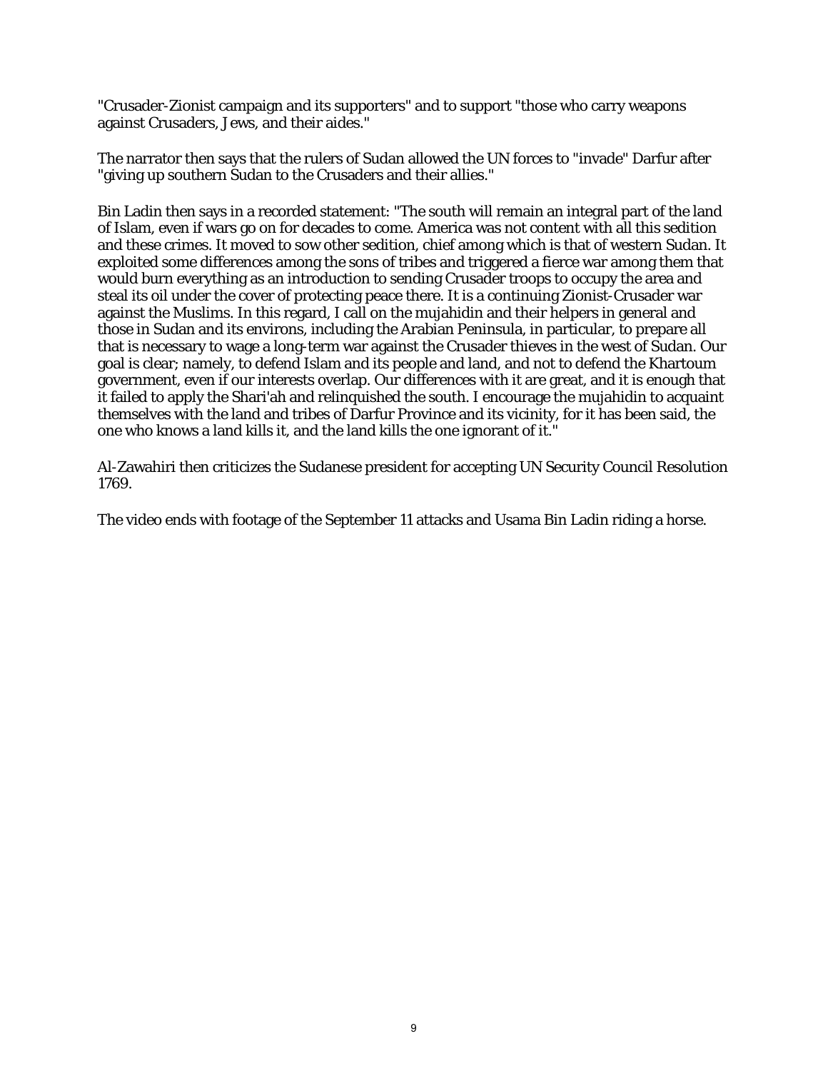"Crusader-Zionist campaign and its supporters" and to support "those who carry weapons against Crusaders, Jews, and their aides."

The narrator then says that the rulers of Sudan allowed the UN forces to "invade" Darfur after "giving up southern Sudan to the Crusaders and their allies."

Bin Ladin then says in a recorded statement: "The south will remain an integral part of the land of Islam, even if wars go on for decades to come. America was not content with all this sedition and these crimes. It moved to sow other sedition, chief among which is that of western Sudan. It exploited some differences among the sons of tribes and triggered a fierce war among them that would burn everything as an introduction to sending Crusader troops to occupy the area and steal its oil under the cover of protecting peace there. It is a continuing Zionist-Crusader war against the Muslims. In this regard, I call on the mujahidin and their helpers in general and those in Sudan and its environs, including the Arabian Peninsula, in particular, to prepare all that is necessary to wage a long-term war against the Crusader thieves in the west of Sudan. Our goal is clear; namely, to defend Islam and its people and land, and not to defend the Khartoum government, even if our interests overlap. Our differences with it are great, and it is enough that it failed to apply the Shari'ah and relinquished the south. I encourage the mujahidin to acquaint themselves with the land and tribes of Darfur Province and its vicinity, for it has been said, the one who knows a land kills it, and the land kills the one ignorant of it."

Al-Zawahiri then criticizes the Sudanese president for accepting UN Security Council Resolution 1769.

The video ends with footage of the September 11 attacks and Usama Bin Ladin riding a horse.